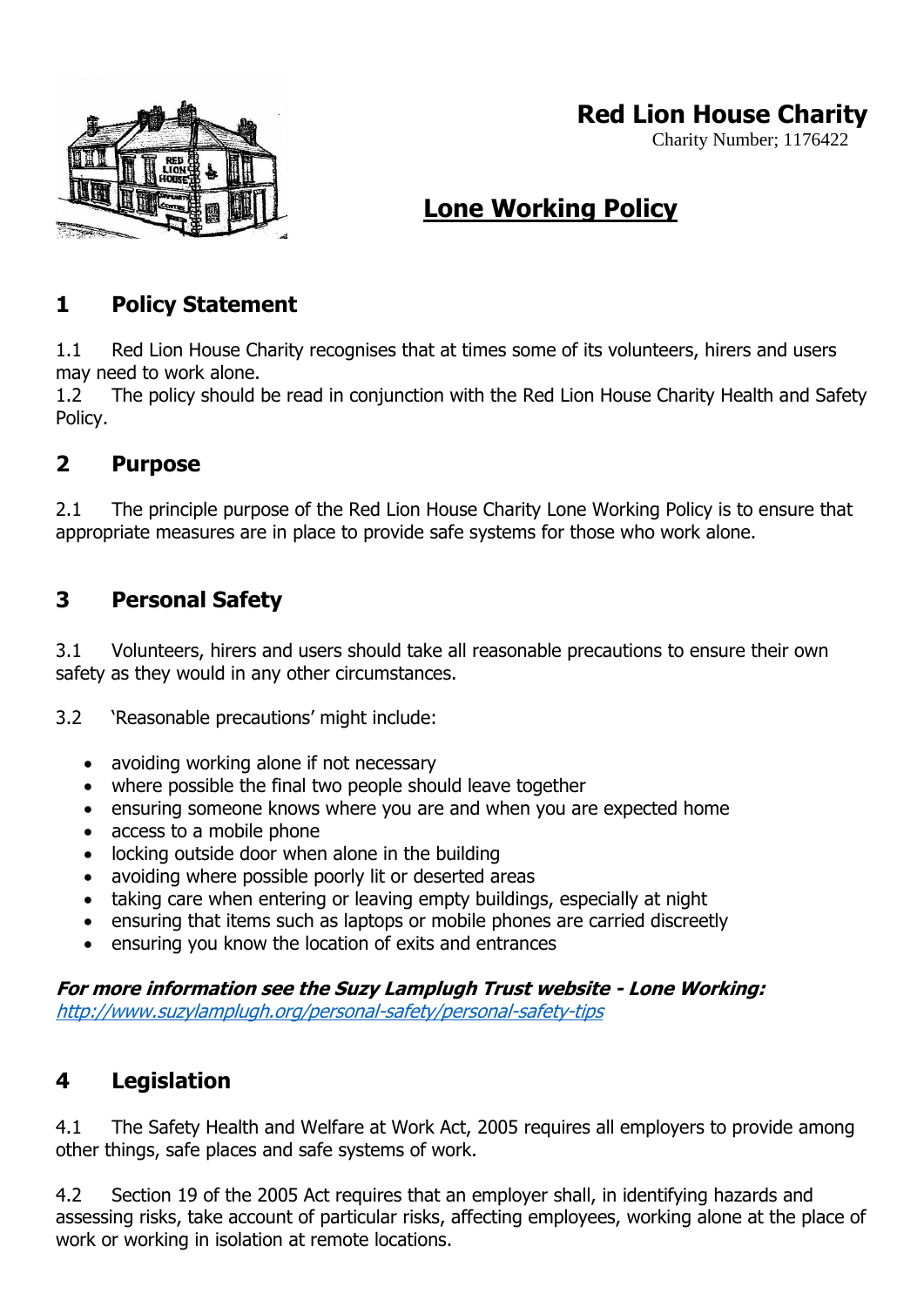# Red Lion House Charity

Charity Number; 1176422

## Lone Working Policy

## 1 Policy Statement

1.1 Red Lion House Charity recognises that at times some of its volunteers, hirers and users may need to work alone.

1.2 The policy should be read in conjunction with the Red Lion House Charity Health and Safety Policy.

## 2 Purpose

2.1 The principle purpose of the Red Lion House Charity Lone Working Policy is to ensure that appropriate measures are in place to provide safe systems for those who work alone.

## 3 Personal Safety

3.1 Volunteers, hirers and users should take all reasonable precautions to ensure their own safety as they would in any other circumstances.

3.2 'Reasonable precautions' might include:

- avoiding working alone if not necessary
- where possible the final two people should leave together
- ensuring someone knows where you are and when you are expected home
- access to a mobile phone
- locking outside door when alone in the building
- avoiding where possible poorly lit or deserted areas
- taking care when entering or leaving empty buildings, especially at night
- ensuring that items such as laptops or mobile phones are carried discreetly
- ensuring you know the location of exits and entrances

***For more information see the Suzy Lamplugh Trust website - Lone Working:***
*http://www.suzylamplugh.org/personal-safety/personal-safety-tips*

## 4 Legislation

4.1 The Safety Health and Welfare at Work Act, 2005 requires all employers to provide among other things, safe places and safe systems of work.

4.2 Section 19 of the 2005 Act requires that an employer shall, in identifying hazards and assessing risks, take account of particular risks, affecting employees, working alone at the place of work or working in isolation at remote locations.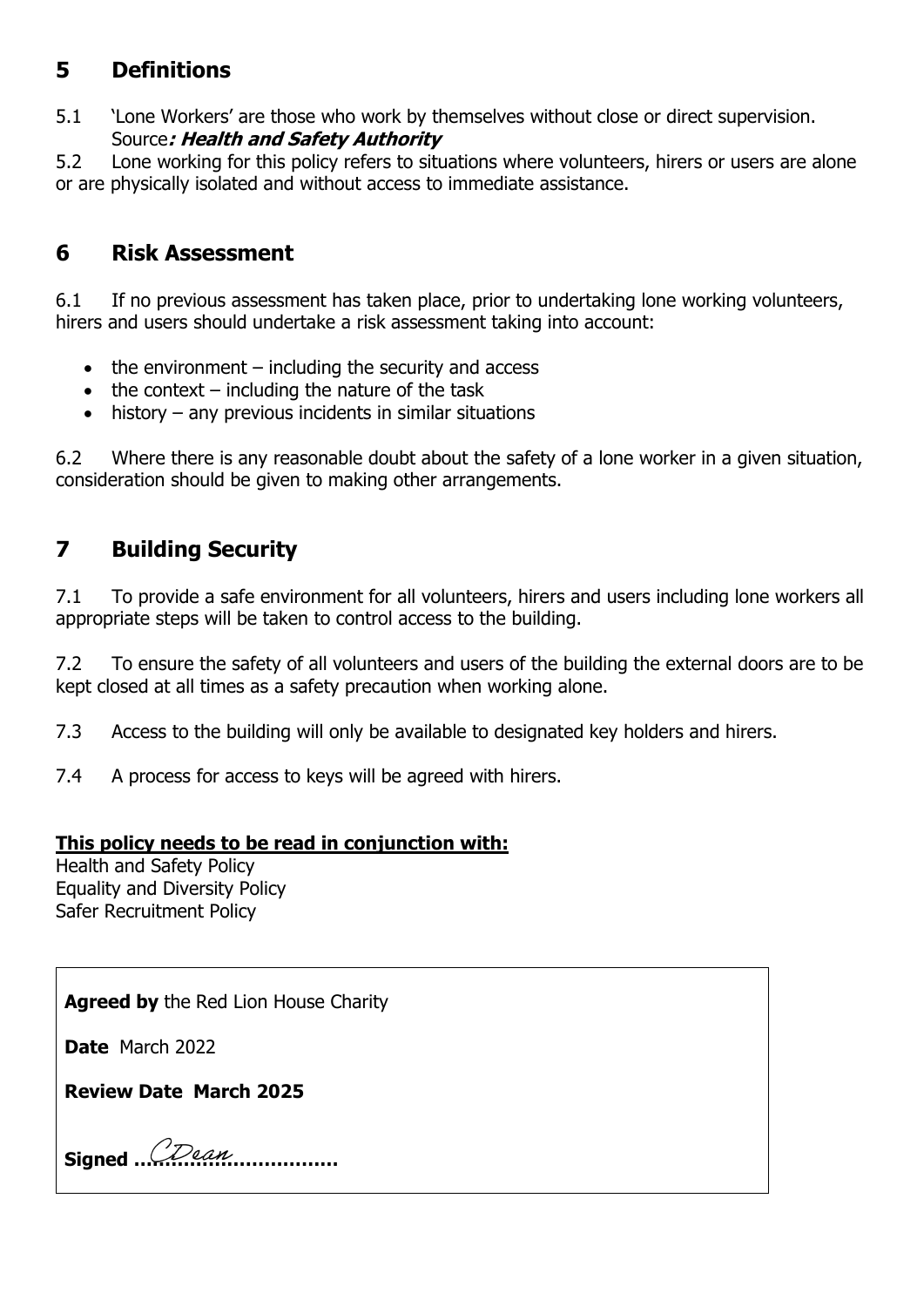## 5 Definitions

5.1 'Lone Workers' are those who work by themselves without close or direct supervision. Source***: Health and Safety Authority***

5.2 Lone working for this policy refers to situations where volunteers, hirers or users are alone or are physically isolated and without access to immediate assistance.

## 6 Risk Assessment

6.1 If no previous assessment has taken place, prior to undertaking lone working volunteers, hirers and users should undertake a risk assessment taking into account:

- the environment – including the security and access
- the context – including the nature of the task
- history – any previous incidents in similar situations

6.2 Where there is any reasonable doubt about the safety of a lone worker in a given situation, consideration should be given to making other arrangements.

## 7 Building Security

7.1 To provide a safe environment for all volunteers, hirers and users including lone workers all appropriate steps will be taken to control access to the building.

7.2 To ensure the safety of all volunteers and users of the building the external doors are to be kept closed at all times as a safety precaution when working alone.

7.3 Access to the building will only be available to designated key holders and hirers.

7.4 A process for access to keys will be agreed with hirers.

**This policy needs to be read in conjunction with:**
Health and Safety Policy
Equality and Diversity Policy
Safer Recruitment Policy

**Agreed by** the Red Lion House Charity

**Date** March 2022

**Review Date March 2025**

**Signed** CDean